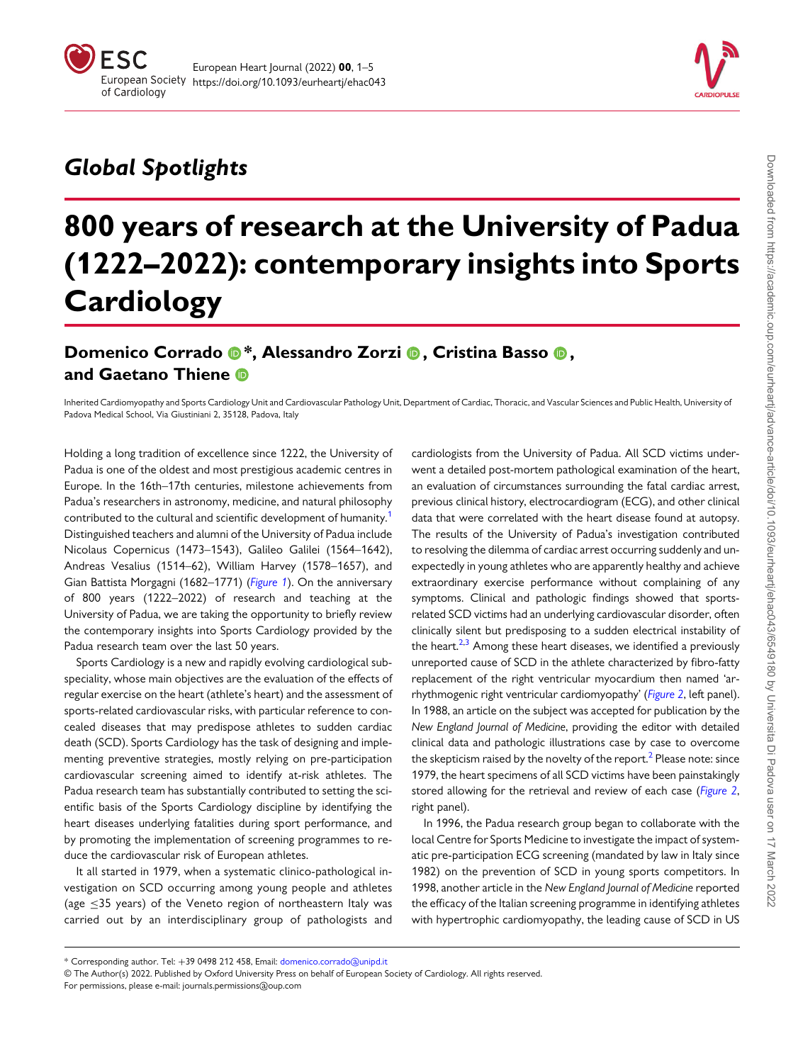## Global Spotlights

# 800 years of research at the University of Padua (1222–2022): contemporary insights into Sports Cardiology

**Domenico Corrado \*, Alessandro Zorzi, Cristina Basso, and Gaetano Thiene**

Inherited Cardiomyopathy and Sports Cardiology Unit and Cardiovascular Pathology Unit, Department of Cardiac, Thoracic, and Vascular Sciences and Public Health, University of Padova Medical School, Via Giustiniani 2, 35128, Padova, Italy

Holding a long tradition of excellence since 1222, the University of Padua is one of the oldest and most prestigious academic centres in Europe. In the 16th–17th centuries, milestone achievements from Padua's researchers in astronomy, medicine, and natural philosophy contributed to the cultural and scientific development of humanity.[1] Distinguished teachers and alumni of the University of Padua include Nicolaus Copernicus (1473–1543), Galileo Galilei (1564–1642), Andreas Vesalius (1514–62), William Harvey (1578–1657), and Gian Battista Morgagni (1682–1771) (*Figure 1*). On the anniversary of 800 years (1222–2022) of research and teaching at the University of Padua, we are taking the opportunity to briefly review the contemporary insights into Sports Cardiology provided by the Padua research team over the last 50 years.

Sports Cardiology is a new and rapidly evolving cardiological subspeciality, whose main objectives are the evaluation of the effects of regular exercise on the heart (athlete's heart) and the assessment of sports-related cardiovascular risks, with particular reference to concealed diseases that may predispose athletes to sudden cardiac death (SCD). Sports Cardiology has the task of designing and implementing preventive strategies, mostly relying on pre-participation cardiovascular screening aimed to identify at-risk athletes. The Padua research team has substantially contributed to setting the scientific basis of the Sports Cardiology discipline by identifying the heart diseases underlying fatalities during sport performance, and by promoting the implementation of screening programmes to reduce the cardiovascular risk of European athletes.

It all started in 1979, when a systematic clinico-pathological investigation on SCD occurring among young people and athletes (age ≤35 years) of the Veneto region of northeastern Italy was carried out by an interdisciplinary group of pathologists and cardiologists from the University of Padua. All SCD victims underwent a detailed post-mortem pathological examination of the heart, an evaluation of circumstances surrounding the fatal cardiac arrest, previous clinical history, electrocardiogram (ECG), and other clinical data that were correlated with the heart disease found at autopsy. The results of the University of Padua's investigation contributed to resolving the dilemma of cardiac arrest occurring suddenly and unexpectedly in young athletes who are apparently healthy and achieve extraordinary exercise performance without complaining of any symptoms. Clinical and pathologic findings showed that sports-related SCD victims had an underlying cardiovascular disorder, often clinically silent but predisposing to a sudden electrical instability of the heart.[2,3] Among these heart diseases, we identified a previously unreported cause of SCD in the athlete characterized by fibro-fatty replacement of the right ventricular myocardium then named 'arrhythmogenic right ventricular cardiomyopathy' (*Figure 2*, left panel). In 1988, an article on the subject was accepted for publication by the *New England Journal of Medicine*, providing the editor with detailed clinical data and pathologic illustrations case by case to overcome the skepticism raised by the novelty of the report.[2] Please note: since 1979, the heart specimens of all SCD victims have been painstakingly stored allowing for the retrieval and review of each case (*Figure 2*, right panel).

In 1996, the Padua research group began to collaborate with the local Centre for Sports Medicine to investigate the impact of systematic pre-participation ECG screening (mandated by law in Italy since 1982) on the prevention of SCD in young sports competitors. In 1998, another article in the *New England Journal of Medicine* reported the efficacy of the Italian screening programme in identifying athletes with hypertrophic cardiomyopathy, the leading cause of SCD in US

\* Corresponding author. Tel: +39 0498 212 458, Email: domenico.corrado@unipd.it

© The Author(s) 2022. Published by Oxford University Press on behalf of European Society of Cardiology. All rights reserved. For permissions, please e-mail: journals.permissions@oup.com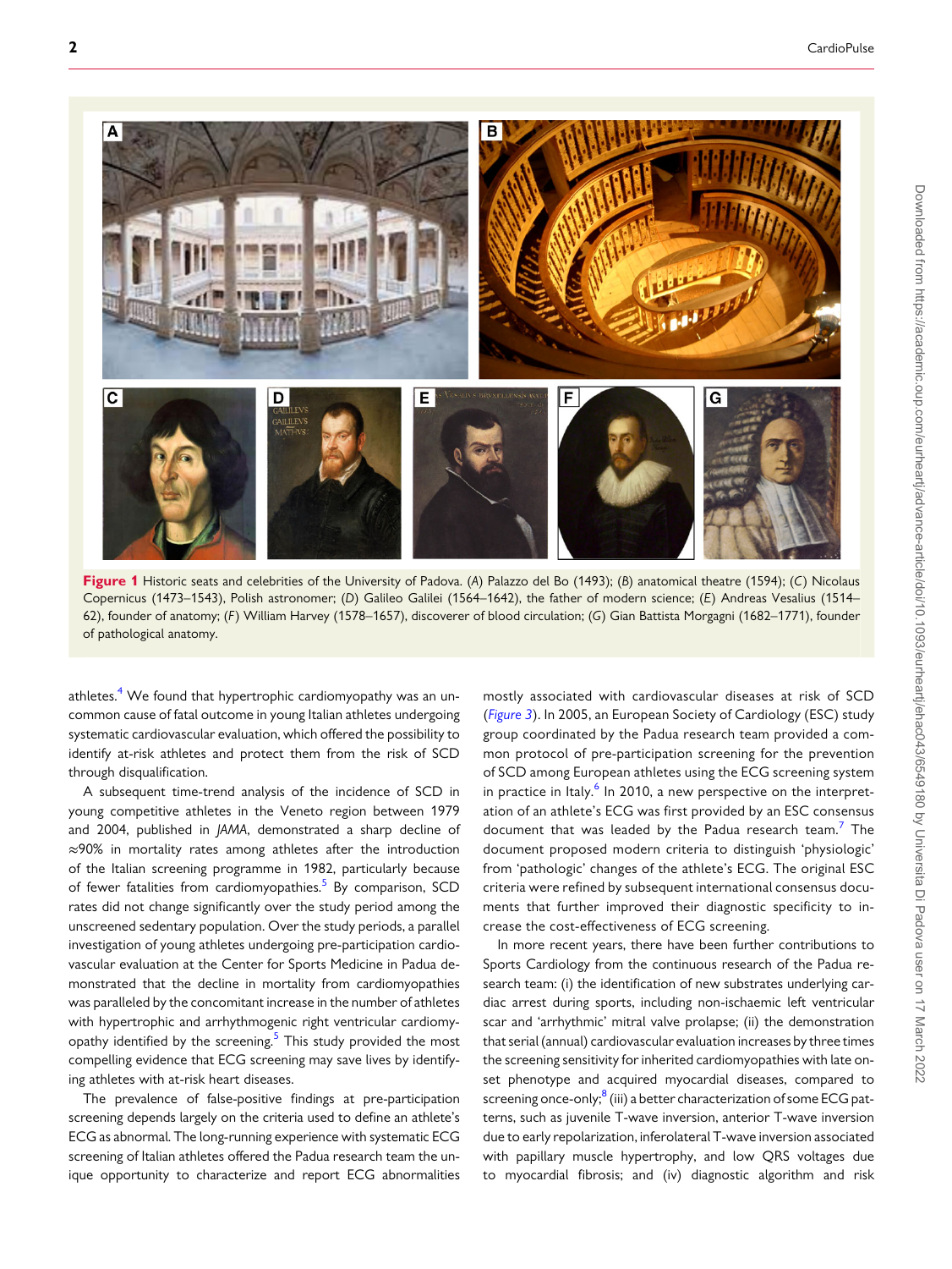Figure 1 Historic seats and celebrities of the University of Padova. (A) Palazzo del Bo (1493); (B) anatomical theatre (1594); (C) Nicolaus Copernicus (1473–1543), Polish astronomer; (D) Galileo Galilei (1564–1642), the father of modern science; (E) Andreas Vesalius (1514–62), founder of anatomy; (F) William Harvey (1578–1657), discoverer of blood circulation; (G) Gian Battista Morgagni (1682–1771), founder of pathological anatomy.

athletes.[4] We found that hypertrophic cardiomyopathy was an uncommon cause of fatal outcome in young Italian athletes undergoing systematic cardiovascular evaluation, which offered the possibility to identify at-risk athletes and protect them from the risk of SCD through disqualification.

A subsequent time-trend analysis of the incidence of SCD in young competitive athletes in the Veneto region between 1979 and 2004, published in *JAMA*, demonstrated a sharp decline of ≈90% in mortality rates among athletes after the introduction of the Italian screening programme in 1982, particularly because of fewer fatalities from cardiomyopathies.[5] By comparison, SCD rates did not change significantly over the study period among the unscreened sedentary population. Over the study periods, a parallel investigation of young athletes undergoing pre-participation cardiovascular evaluation at the Center for Sports Medicine in Padua demonstrated that the decline in mortality from cardiomyopathies was paralleled by the concomitant increase in the number of athletes with hypertrophic and arrhythmogenic right ventricular cardiomyopathy identified by the screening.[5] This study provided the most compelling evidence that ECG screening may save lives by identifying athletes with at-risk heart diseases.

The prevalence of false-positive findings at pre-participation screening depends largely on the criteria used to define an athlete's ECG as abnormal. The long-running experience with systematic ECG screening of Italian athletes offered the Padua research team the unique opportunity to characterize and report ECG abnormalities mostly associated with cardiovascular diseases at risk of SCD (*Figure 3*). In 2005, an European Society of Cardiology (ESC) study group coordinated by the Padua research team provided a common protocol of pre-participation screening for the prevention of SCD among European athletes using the ECG screening system in practice in Italy.[6] In 2010, a new perspective on the interpretation of an athlete's ECG was first provided by an ESC consensus document that was leaded by the Padua research team.[7] The document proposed modern criteria to distinguish 'physiologic' from 'pathologic' changes of the athlete's ECG. The original ESC criteria were refined by subsequent international consensus documents that further improved their diagnostic specificity to increase the cost-effectiveness of ECG screening.

In more recent years, there have been further contributions to Sports Cardiology from the continuous research of the Padua research team: (i) the identification of new substrates underlying cardiac arrest during sports, including non-ischaemic left ventricular scar and 'arrhythmic' mitral valve prolapse; (ii) the demonstration that serial (annual) cardiovascular evaluation increases by three times the screening sensitivity for inherited cardiomyopathies with late onset phenotype and acquired myocardial diseases, compared to screening once-only;[8] (iii) a better characterization of some ECG patterns, such as juvenile T-wave inversion, anterior T-wave inversion due to early repolarization, inferolateral T-wave inversion associated with papillary muscle hypertrophy, and low QRS voltages due to myocardial fibrosis; and (iv) diagnostic algorithm and risk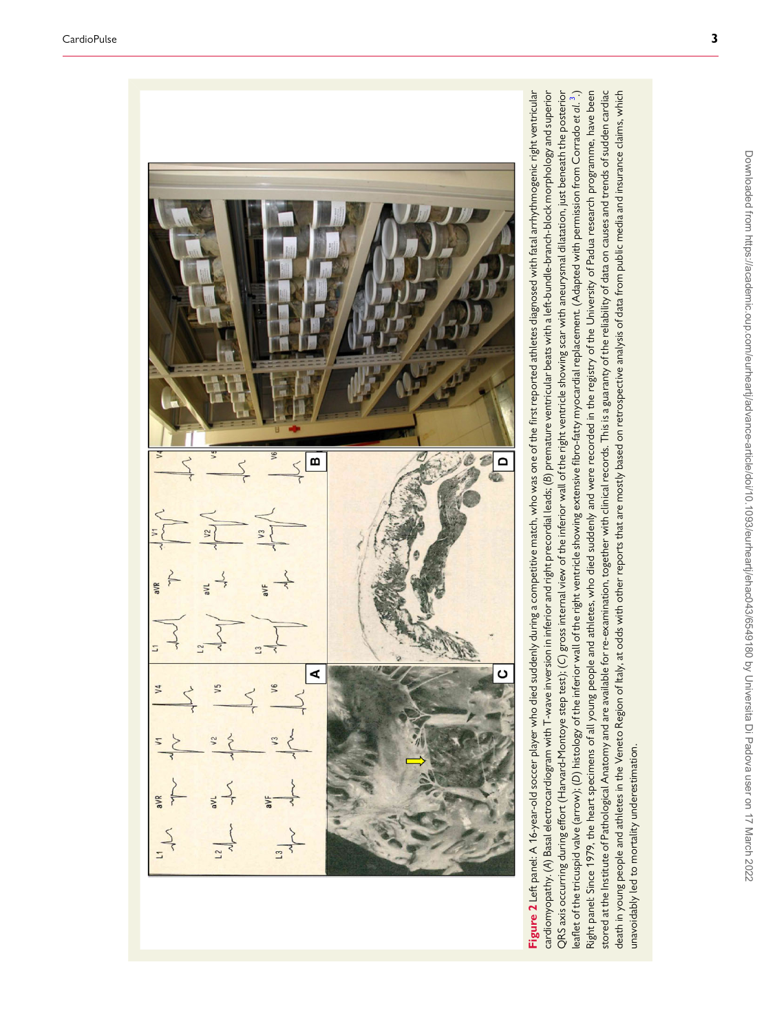**Figure 2** Left panel: A 16-year-old soccer player who died suddenly during a competitive match, who was one of the first reported athletes diagnosed with fatal arrhythmogenic right ventricular cardiomyopathy. (*A*) Basal electrocardiogram with T-wave inversion in inferior and right precordial leads; (*B*) premature ventricular beats with a left-bundle-branch-block morphology and superior QRS axis occurring during effort (Harvard-Montoye step test); (*C*) gross internal view of the inferior wall of the right ventricle showing scar with aneurysmal dilatation, just beneath the posterior leaflet of the tricuspid valve (arrow); (*D*) histology of the inferior wall of the right ventricle showing extensive fibro-fatty myocardial replacement. (Adapted with permission from Corrado *et al.*[3].) Right panel: Since 1979, the heart specimens of all young people and athletes, who died suddenly and were recorded in the registry of the University of Padua research programme, have been stored at the Institute of Pathological Anatomy and are available for re-examination, together with clinical records. This is a guaranty of the reliability of data on causes and trends of sudden cardiac death in young people and athletes in the Veneto Region of Italy, at odds with other reports that are mostly based on retrospective analysis of data from public media and insurance claims, which unavoidably led to mortality underestimation.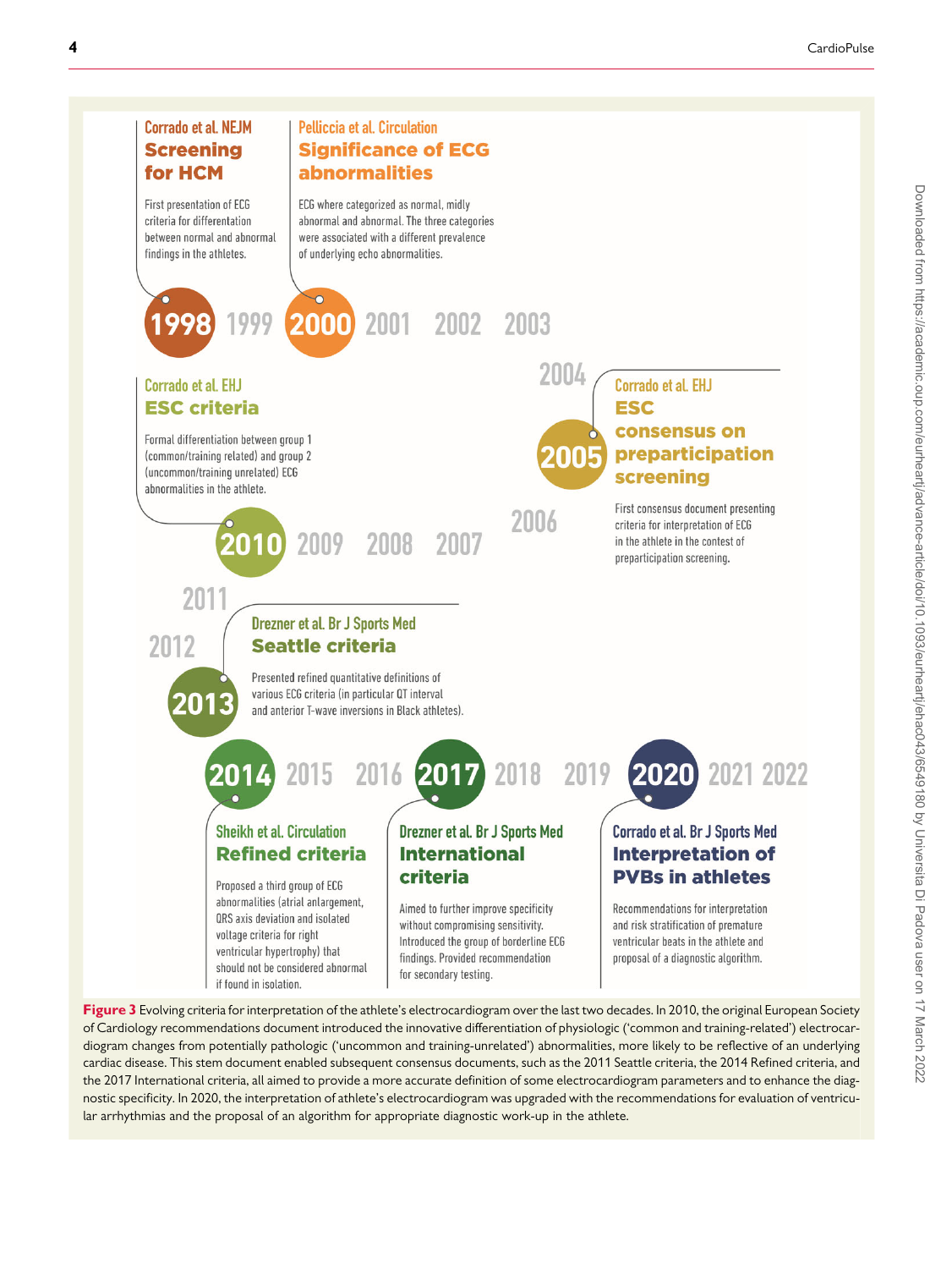**1998** — Corrado et al. NEJM

**Screening for HCM**

First presentation of ECG criteria for differentiation between normal and abnormal findings in the athletes.

**2000** — Pelliccia et al. Circulation

**Significance of ECG abnormalities**

ECG where categorized as normal, midly abnormal and abnormal. The three categories were associated with a different prevalence of underlying echo abnormalities.

**2005** — Corrado et al. EHJ

**ESC consensus on preparticipation screening**

First consensus document presenting criteria for interpretation of ECG in the athlete in the contest of preparticipation screening.

**2010** — Corrado et al. EHJ

**ESC criteria**

Formal differentiation between group 1 (common/training related) and group 2 (uncommon/training unrelated) ECG abnormalities in the athlete.

**2013** — Drezner et al. Br J Sports Med

**Seattle criteria**

Presented refined quantitative definitions of various ECG criteria (in particular QT interval and anterior T-wave inversions in Black athletes).

**2014** — Sheikh et al. Circulation

**Refined criteria**

Proposed a third group of ECG abnormalities (atrial anlargement, QRS axis deviation and isolated voltage criteria for right ventricular hypertrophy) that should not be considered abnormal if found in isolation.

**2017** — Drezner et al. Br J Sports Med

**International criteria**

Aimed to further improve specificity without compromising sensitivity. Introduced the group of borderline ECG findings. Provided recommendation for secondary testing.

**2020** — Corrado et al. Br J Sports Med

**Interpretation of PVBs in athletes**

Recommendations for interpretation and risk stratification of premature ventricular beats in the athlete and proposal of a diagnostic algorithm.

**Figure 3** Evolving criteria for interpretation of the athlete's electrocardiogram over the last two decades. In 2010, the original European Society of Cardiology recommendations document introduced the innovative differentiation of physiologic ('common and training-related') electrocardiogram changes from potentially pathologic ('uncommon and training-unrelated') abnormalities, more likely to be reflective of an underlying cardiac disease. This stem document enabled subsequent consensus documents, such as the 2011 Seattle criteria, the 2014 Refined criteria, and the 2017 International criteria, all aimed to provide a more accurate definition of some electrocardiogram parameters and to enhance the diagnostic specificity. In 2020, the interpretation of athlete's electrocardiogram was upgraded with the recommendations for evaluation of ventricular arrhythmias and the proposal of an algorithm for appropriate diagnostic work-up in the athlete.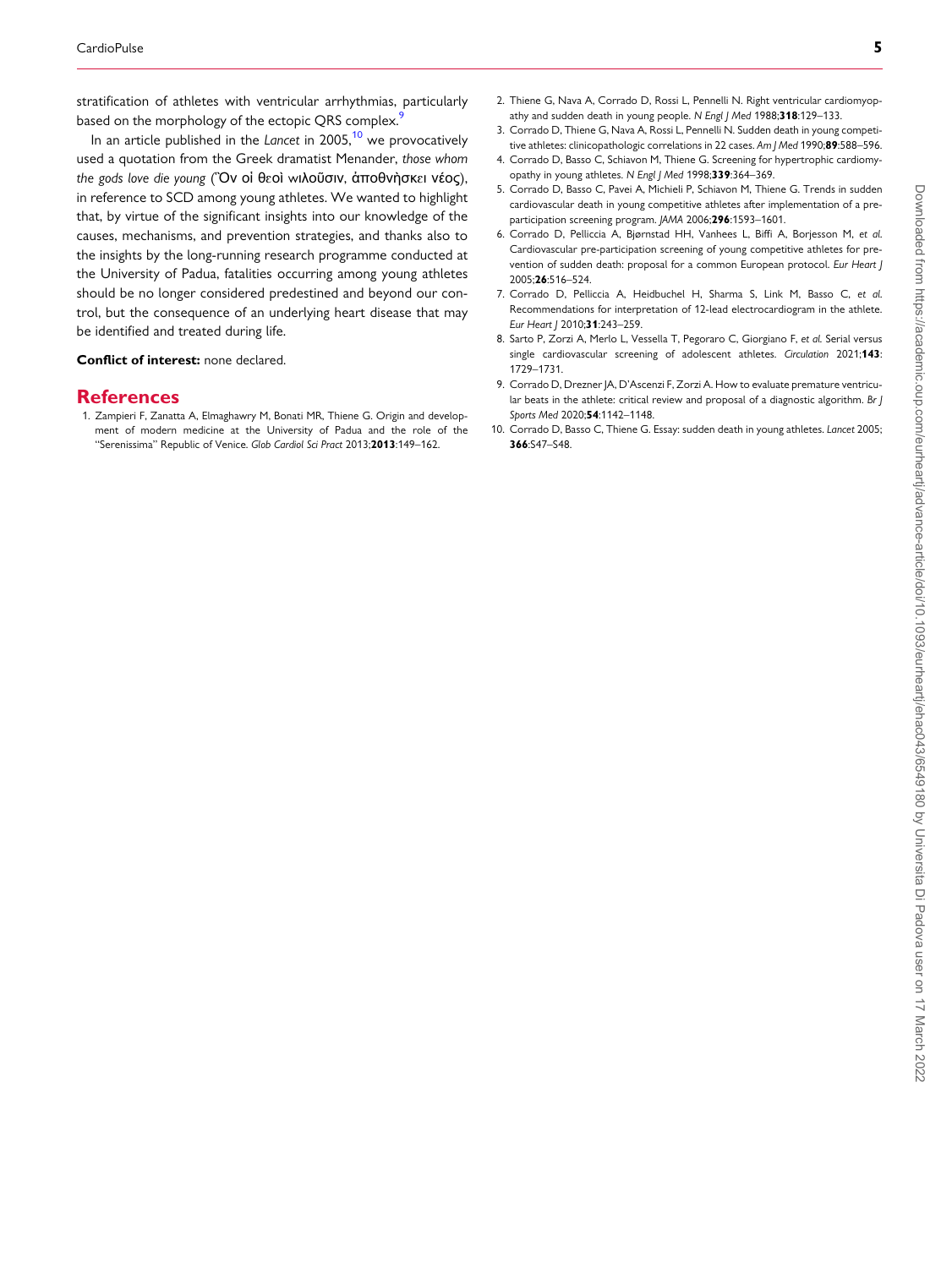stratification of athletes with ventricular arrhythmias, particularly based on the morphology of the ectopic QRS complex.[9]

In an article published in the *Lancet* in 2005,[10] we provocatively used a quotation from the Greek dramatist Menander, *those whom the gods love die young* (Ὃν οἱ θεοὶ φιλοῦσιν, ἀποθνῄσκει νέος), in reference to SCD among young athletes. We wanted to highlight that, by virtue of the significant insights into our knowledge of the causes, mechanisms, and prevention strategies, and thanks also to the insights by the long-running research programme conducted at the University of Padua, fatalities occurring among young athletes should be no longer considered predestined and beyond our control, but the consequence of an underlying heart disease that may be identified and treated during life.

**Conflict of interest:** none declared.

## References

1. Zampieri F, Zanatta A, Elmaghawry M, Bonati MR, Thiene G. Origin and development of modern medicine at the University of Padua and the role of the "Serenissima" Republic of Venice. *Glob Cardiol Sci Pract* 2013;**2013**:149–162.
2. Thiene G, Nava A, Corrado D, Rossi L, Pennelli N. Right ventricular cardiomyopathy and sudden death in young people. *N Engl J Med* 1988;**318**:129–133.
3. Corrado D, Thiene G, Nava A, Rossi L, Pennelli N. Sudden death in young competitive athletes: clinicopathologic correlations in 22 cases. *Am J Med* 1990;**89**:588–596.
4. Corrado D, Basso C, Schiavon M, Thiene G. Screening for hypertrophic cardiomyopathy in young athletes. *N Engl J Med* 1998;**339**:364–369.
5. Corrado D, Basso C, Pavei A, Michieli P, Schiavon M, Thiene G. Trends in sudden cardiovascular death in young competitive athletes after implementation of a preparticipation screening program. *JAMA* 2006;**296**:1593–1601.
6. Corrado D, Pelliccia A, Bjørnstad HH, Vanhees L, Biffi A, Borjesson M, *et al.* Cardiovascular pre-participation screening of young competitive athletes for prevention of sudden death: proposal for a common European protocol. *Eur Heart J* 2005;**26**:516–524.
7. Corrado D, Pelliccia A, Heidbuchel H, Sharma S, Link M, Basso C, *et al.* Recommendations for interpretation of 12-lead electrocardiogram in the athlete. *Eur Heart J* 2010;**31**:243–259.
8. Sarto P, Zorzi A, Merlo L, Vessella T, Pegoraro C, Giorgiano F, *et al.* Serial versus single cardiovascular screening of adolescent athletes. *Circulation* 2021;**143**: 1729–1731.
9. Corrado D, Drezner JA, D'Ascenzi F, Zorzi A. How to evaluate premature ventricular beats in the athlete: critical review and proposal of a diagnostic algorithm. *Br J Sports Med* 2020;**54**:1142–1148.
10. Corrado D, Basso C, Thiene G. Essay: sudden death in young athletes. *Lancet* 2005; **366**:S47–S48.